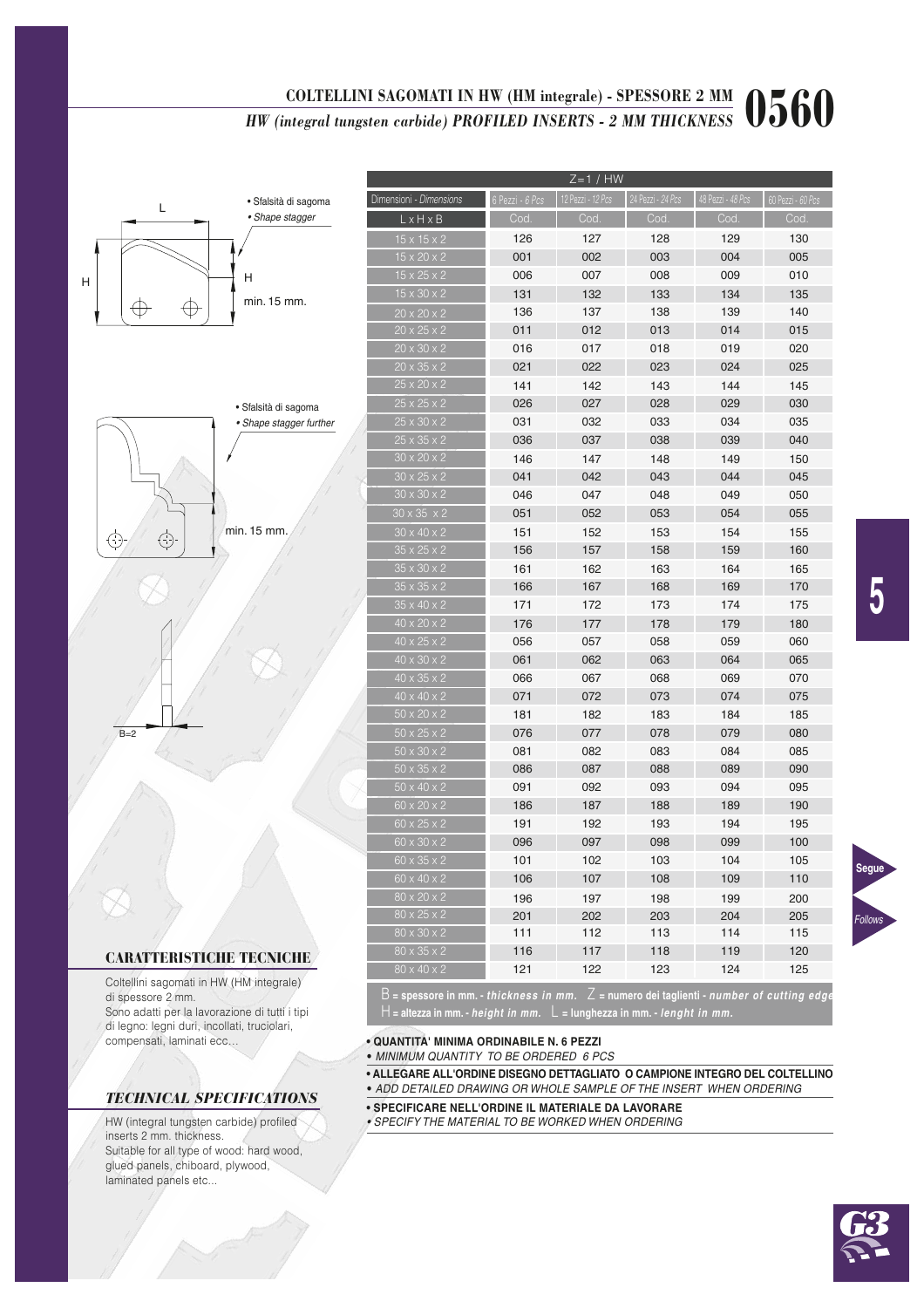# COLTELLINI SAGOMATI IN HW (HM integrale) - SPESSORE 2 MM
## *HW (integral tungsten carbide) PROFILED INSERTS - 2 MM THICKNESS*

**0560**

L

H

• Sfalsità di sagoma
• *Shape stagger*

H

min. 15 mm.

• Sfalsità di sagoma
• *Shape stagger further*

min. 15 mm.

B=2

| Z=1 / HW | | | | | |
|---|---|---|---|---|---|
| Dimensioni - *Dimensions* | 6 Pezzi - *6 Pcs* | 12 Pezzi - *12 Pcs* | 24 Pezzi - *24 Pcs* | 48 Pezzi - *48 Pcs* | 60 Pezzi - *60 Pcs* |
| L x H x B | Cod. | Cod. | Cod. | Cod. | Cod. |
| 15 x 15 x 2 | 126 | 127 | 128 | 129 | 130 |
| 15 x 20 x 2 | 001 | 002 | 003 | 004 | 005 |
| 15 x 25 x 2 | 006 | 007 | 008 | 009 | 010 |
| 15 x 30 x 2 | 131 | 132 | 133 | 134 | 135 |
| 20 x 20 x 2 | 136 | 137 | 138 | 139 | 140 |
| 20 x 25 x 2 | 011 | 012 | 013 | 014 | 015 |
| 20 x 30 x 2 | 016 | 017 | 018 | 019 | 020 |
| 20 x 35 x 2 | 021 | 022 | 023 | 024 | 025 |
| 25 x 20 x 2 | 141 | 142 | 143 | 144 | 145 |
| 25 x 25 x 2 | 026 | 027 | 028 | 029 | 030 |
| 25 x 30 x 2 | 031 | 032 | 033 | 034 | 035 |
| 25 x 35 x 2 | 036 | 037 | 038 | 039 | 040 |
| 30 x 20 x 2 | 146 | 147 | 148 | 149 | 150 |
| 30 x 25 x 2 | 041 | 042 | 043 | 044 | 045 |
| 30 x 30 x 2 | 046 | 047 | 048 | 049 | 050 |
| 30 x 35 x 2 | 051 | 052 | 053 | 054 | 055 |
| 30 x 40 x 2 | 151 | 152 | 153 | 154 | 155 |
| 35 x 25 x 2 | 156 | 157 | 158 | 159 | 160 |
| 35 x 30 x 2 | 161 | 162 | 163 | 164 | 165 |
| 35 x 35 x 2 | 166 | 167 | 168 | 169 | 170 |
| 35 x 40 x 2 | 171 | 172 | 173 | 174 | 175 |
| 40 x 20 x 2 | 176 | 177 | 178 | 179 | 180 |
| 40 x 25 x 2 | 056 | 057 | 058 | 059 | 060 |
| 40 x 30 x 2 | 061 | 062 | 063 | 064 | 065 |
| 40 x 35 x 2 | 066 | 067 | 068 | 069 | 070 |
| 40 x 40 x 2 | 071 | 072 | 073 | 074 | 075 |
| 50 x 20 x 2 | 181 | 182 | 183 | 184 | 185 |
| 50 x 25 x 2 | 076 | 077 | 078 | 079 | 080 |
| 50 x 30 x 2 | 081 | 082 | 083 | 084 | 085 |
| 50 x 35 x 2 | 086 | 087 | 088 | 089 | 090 |
| 50 x 40 x 2 | 091 | 092 | 093 | 094 | 095 |
| 60 x 20 x 2 | 186 | 187 | 188 | 189 | 190 |
| 60 x 25 x 2 | 191 | 192 | 193 | 194 | 195 |
| 60 x 30 x 2 | 096 | 097 | 098 | 099 | 100 |
| 60 x 35 x 2 | 101 | 102 | 103 | 104 | 105 |
| 60 x 40 x 2 | 106 | 107 | 108 | 109 | 110 |
| 80 x 20 x 2 | 196 | 197 | 198 | 199 | 200 |
| 80 x 25 x 2 | 201 | 202 | 203 | 204 | 205 |
| 80 x 30 x 2 | 111 | 112 | 113 | 114 | 115 |
| 80 x 35 x 2 | 116 | 117 | 118 | 119 | 120 |
| 80 x 40 x 2 | 121 | 122 | 123 | 124 | 125 |

**B = spessore in mm. - *thickness in mm.*** **Z = numero dei taglienti - *number of cutting edge***
**H = altezza in mm. - *height in mm.*** **L = lunghezza in mm. - *lenght in mm.***

**• QUANTITA' MINIMA ORDINABILE N. 6 PEZZI**
*• MINIMUM QUANTITY TO BE ORDERED 6 PCS*

**• ALLEGARE ALL'ORDINE DISEGNO DETTAGLIATO O CAMPIONE INTEGRO DEL COLTELLINO**
*• ADD DETAILED DRAWING OR WHOLE SAMPLE OF THE INSERT WHEN ORDERING*

**• SPECIFICARE NELL'ORDINE IL MATERIALE DA LAVORARE**
*• SPECIFY THE MATERIAL TO BE WORKED WHEN ORDERING*

## CARATTERISTICHE TECNICHE

Coltellini sagomati in HW (HM integrale) di spessore 2 mm.
Sono adatti per la lavorazione di tutti i tipi di legno: legni duri, incollati, truciolari, compensati, laminati ecc...

## *TECHNICAL SPECIFICATIONS*

HW (integral tungsten carbide) profiled inserts 2 mm. thickness.
Suitable for all type of wood: hard wood, glued panels, chiboard, plywood, laminated panels etc...

Segue
*Follows*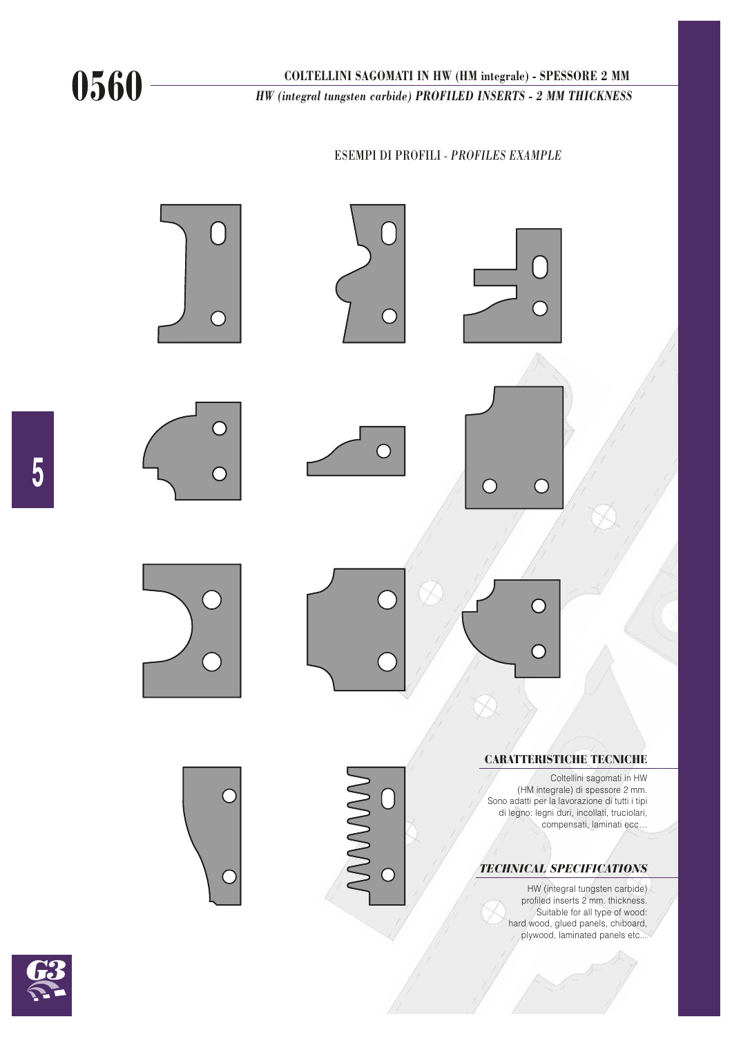# 0560

## COLTELLINI SAGOMATI IN HW (HM integrale) - SPESSORE 2 MM

## *HW (integral tungsten carbide) PROFILED INSERTS - 2 MM THICKNESS*

ESEMPI DI PROFILI - *PROFILES EXAMPLE*

### CARATTERISTICHE TECNICHE

Coltellini sagomati in HW (HM integrale) di spessore 2 mm. Sono adatti per la lavorazione di tutti i tipi di legno: legni duri, incollati, truciolari, compensati, laminati ecc…

### *TECHNICAL SPECIFICATIONS*

HW (integral tungsten carbide) profiled inserts 2 mm. thickness. Suitable for all type of wood: hard wood, glued panels, chiboard, plywood, laminated panels etc...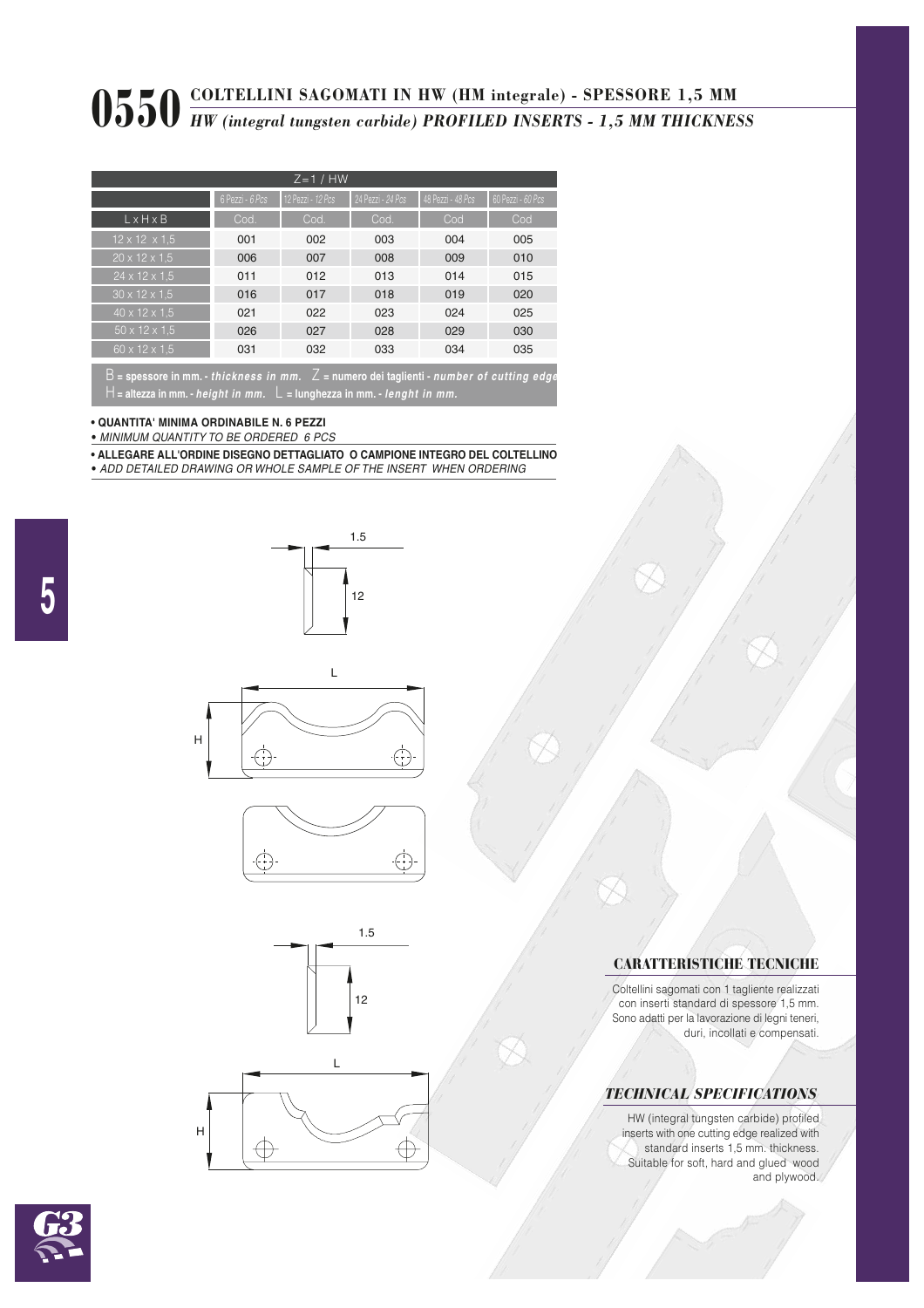# 0550 COLTELLINI SAGOMATI IN HW (HM integrale) - SPESSORE 1,5 MM
## *HW (integral tungsten carbide) PROFILED INSERTS - 1,5 MM THICKNESS*

| Z=1 / HW | | | | | |
|---|---|---|---|---|---|
| | 6 Pezzi - *6 Pcs* | 12 Pezzi - *12 Pcs* | 24 Pezzi - *24 Pcs* | 48 Pezzi - *48 Pcs* | 60 Pezzi - *60 Pcs* |
| L x H x B | Cod. | Cod. | Cod. | Cod | Cod |
| 12 x 12 x 1,5 | 001 | 002 | 003 | 004 | 005 |
| 20 x 12 x 1,5 | 006 | 007 | 008 | 009 | 010 |
| 24 x 12 x 1,5 | 011 | 012 | 013 | 014 | 015 |
| 30 x 12 x 1,5 | 016 | 017 | 018 | 019 | 020 |
| 40 x 12 x 1,5 | 021 | 022 | 023 | 024 | 025 |
| 50 x 12 x 1,5 | 026 | 027 | 028 | 029 | 030 |
| 60 x 12 x 1,5 | 031 | 032 | 033 | 034 | 035 |

B = spessore in mm. - *thickness in mm.* Z = numero dei taglienti - *number of cutting edge*
H = altezza in mm. - *height in mm.* L = lunghezza in mm. - *lenght in mm.*

- **QUANTITA' MINIMA ORDINABILE N. 6 PEZZI**
- *MINIMUM QUANTITY TO BE ORDERED 6 PCS*

- **ALLEGARE ALL'ORDINE DISEGNO DETTAGLIATO O CAMPIONE INTEGRO DEL COLTELLINO**
- *ADD DETAILED DRAWING OR WHOLE SAMPLE OF THE INSERT WHEN ORDERING*

1.5
12
L
H

1.5
12
L
H

### CARATTERISTICHE TECNICHE

Coltellini sagomati con 1 tagliente realizzati con inserti standard di spessore 1,5 mm. Sono adatti per la lavorazione di legni teneri, duri, incollati e compensati.

### *TECHNICAL SPECIFICATIONS*

HW (integral tungsten carbide) profiled inserts with one cutting edge realized with standard inserts 1,5 mm. thickness. Suitable for soft, hard and glued wood and plywood.